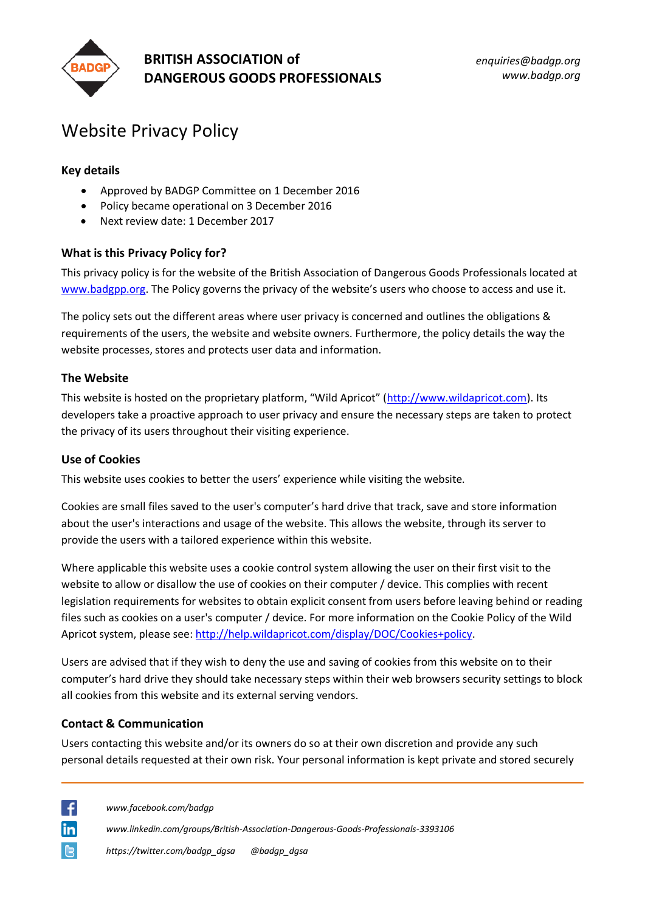**BRITISH ASSOCIATION of DANGEROUS GOODS PROFESSIONALS**

*enquiries@badgp.org*
*www.badgp.org*

# Website Privacy Policy

### Key details

- Approved by BADGP Committee on 1 December 2016
- Policy became operational on 3 December 2016
- Next review date: 1 December 2017

### What is this Privacy Policy for?

This privacy policy is for the website of the British Association of Dangerous Goods Professionals located at www.badgpp.org. The Policy governs the privacy of the website's users who choose to access and use it.

The policy sets out the different areas where user privacy is concerned and outlines the obligations & requirements of the users, the website and website owners. Furthermore, the policy details the way the website processes, stores and protects user data and information.

### The Website

This website is hosted on the proprietary platform, "Wild Apricot" (http://www.wildapricot.com). Its developers take a proactive approach to user privacy and ensure the necessary steps are taken to protect the privacy of its users throughout their visiting experience.

### Use of Cookies

This website uses cookies to better the users' experience while visiting the website.

Cookies are small files saved to the user's computer's hard drive that track, save and store information about the user's interactions and usage of the website. This allows the website, through its server to provide the users with a tailored experience within this website.

Where applicable this website uses a cookie control system allowing the user on their first visit to the website to allow or disallow the use of cookies on their computer / device. This complies with recent legislation requirements for websites to obtain explicit consent from users before leaving behind or reading files such as cookies on a user's computer / device. For more information on the Cookie Policy of the Wild Apricot system, please see: http://help.wildapricot.com/display/DOC/Cookies+policy.

Users are advised that if they wish to deny the use and saving of cookies from this website on to their computer's hard drive they should take necessary steps within their web browsers security settings to block all cookies from this website and its external serving vendors.

### Contact & Communication

Users contacting this website and/or its owners do so at their own discretion and provide any such personal details requested at their own risk. Your personal information is kept private and stored securely

*www.facebook.com/badgp*
*www.linkedin.com/groups/British-Association-Dangerous-Goods-Professionals-3393106*
*https://twitter.com/badgp_dgsa @badgp_dgsa*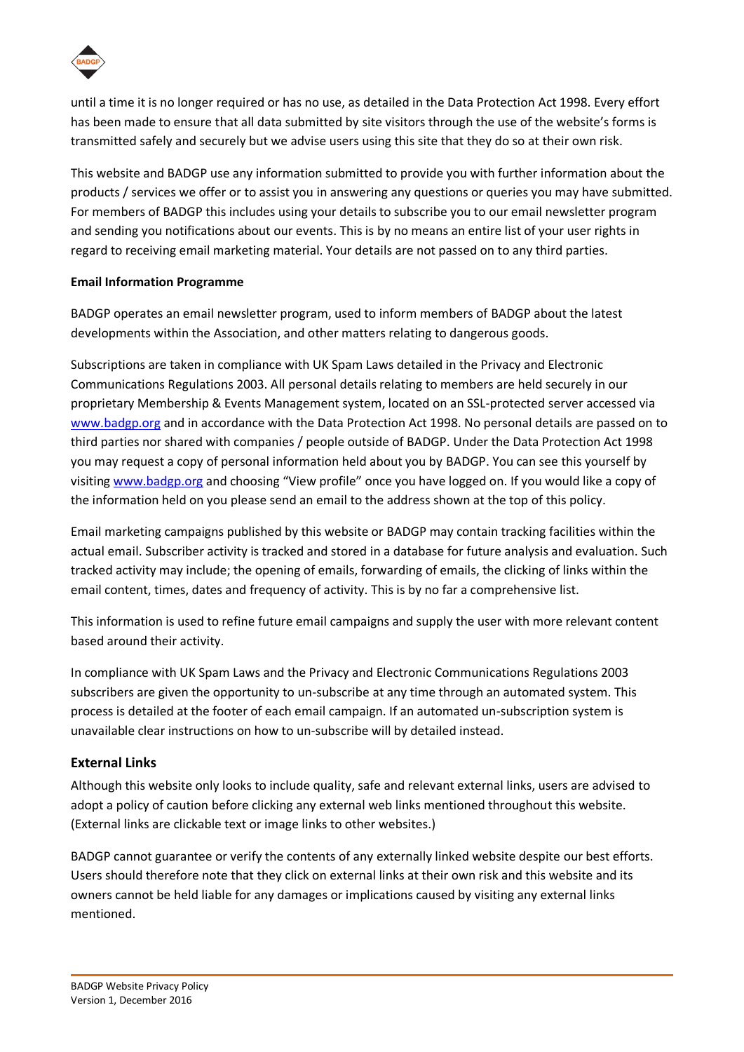until a time it is no longer required or has no use, as detailed in the Data Protection Act 1998. Every effort has been made to ensure that all data submitted by site visitors through the use of the website's forms is transmitted safely and securely but we advise users using this site that they do so at their own risk.

This website and BADGP use any information submitted to provide you with further information about the products / services we offer or to assist you in answering any questions or queries you may have submitted. For members of BADGP this includes using your details to subscribe you to our email newsletter program and sending you notifications about our events. This is by no means an entire list of your user rights in regard to receiving email marketing material. Your details are not passed on to any third parties.

**Email Information Programme**

BADGP operates an email newsletter program, used to inform members of BADGP about the latest developments within the Association, and other matters relating to dangerous goods.

Subscriptions are taken in compliance with UK Spam Laws detailed in the Privacy and Electronic Communications Regulations 2003. All personal details relating to members are held securely in our proprietary Membership & Events Management system, located on an SSL-protected server accessed via www.badgp.org and in accordance with the Data Protection Act 1998. No personal details are passed on to third parties nor shared with companies / people outside of BADGP. Under the Data Protection Act 1998 you may request a copy of personal information held about you by BADGP. You can see this yourself by visiting www.badgp.org and choosing "View profile" once you have logged on. If you would like a copy of the information held on you please send an email to the address shown at the top of this policy.

Email marketing campaigns published by this website or BADGP may contain tracking facilities within the actual email. Subscriber activity is tracked and stored in a database for future analysis and evaluation. Such tracked activity may include; the opening of emails, forwarding of emails, the clicking of links within the email content, times, dates and frequency of activity. This is by no far a comprehensive list.

This information is used to refine future email campaigns and supply the user with more relevant content based around their activity.

In compliance with UK Spam Laws and the Privacy and Electronic Communications Regulations 2003 subscribers are given the opportunity to un-subscribe at any time through an automated system. This process is detailed at the footer of each email campaign. If an automated un-subscription system is unavailable clear instructions on how to un-subscribe will by detailed instead.

## External Links

Although this website only looks to include quality, safe and relevant external links, users are advised to adopt a policy of caution before clicking any external web links mentioned throughout this website. (External links are clickable text or image links to other websites.)

BADGP cannot guarantee or verify the contents of any externally linked website despite our best efforts. Users should therefore note that they click on external links at their own risk and this website and its owners cannot be held liable for any damages or implications caused by visiting any external links mentioned.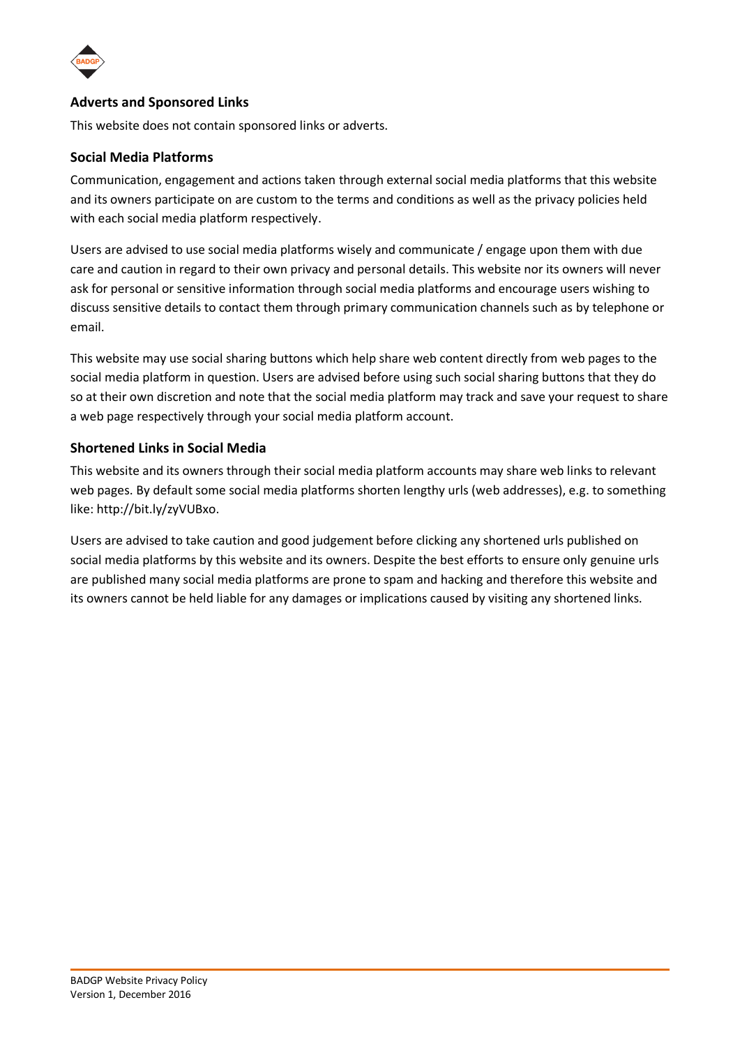### Adverts and Sponsored Links

This website does not contain sponsored links or adverts.

### Social Media Platforms

Communication, engagement and actions taken through external social media platforms that this website and its owners participate on are custom to the terms and conditions as well as the privacy policies held with each social media platform respectively.

Users are advised to use social media platforms wisely and communicate / engage upon them with due care and caution in regard to their own privacy and personal details. This website nor its owners will never ask for personal or sensitive information through social media platforms and encourage users wishing to discuss sensitive details to contact them through primary communication channels such as by telephone or email.

This website may use social sharing buttons which help share web content directly from web pages to the social media platform in question. Users are advised before using such social sharing buttons that they do so at their own discretion and note that the social media platform may track and save your request to share a web page respectively through your social media platform account.

### Shortened Links in Social Media

This website and its owners through their social media platform accounts may share web links to relevant web pages. By default some social media platforms shorten lengthy urls (web addresses), e.g. to something like: http://bit.ly/zyVUBxo.

Users are advised to take caution and good judgement before clicking any shortened urls published on social media platforms by this website and its owners. Despite the best efforts to ensure only genuine urls are published many social media platforms are prone to spam and hacking and therefore this website and its owners cannot be held liable for any damages or implications caused by visiting any shortened links.